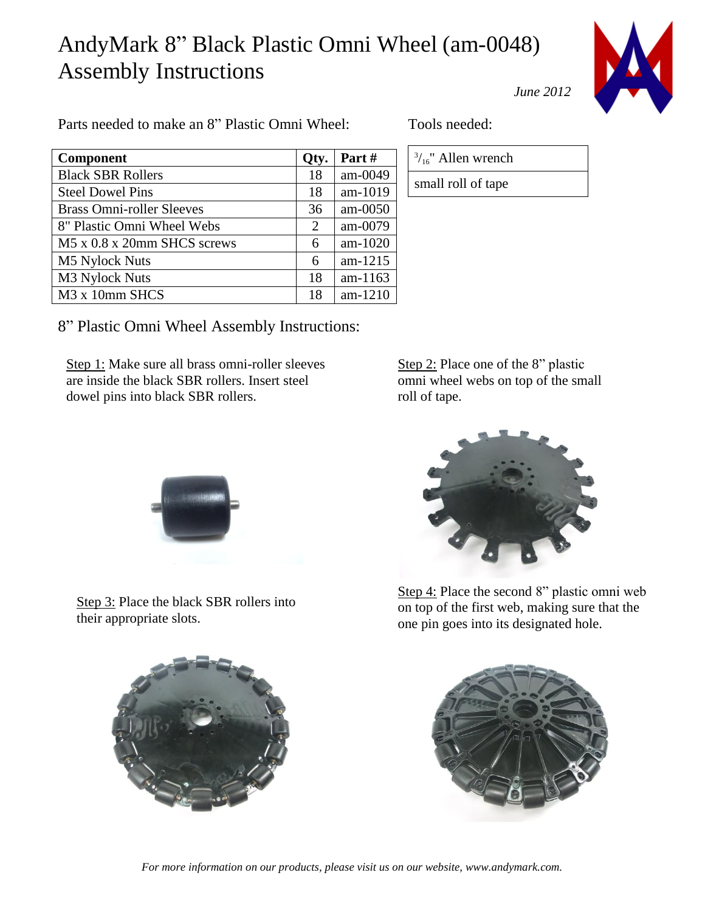# AndyMark 8" Black Plastic Omni Wheel (am-0048) Assembly Instructions

*June 2012*

Parts needed to make an 8" Plastic Omni Wheel:

| Component | Qty. | Part # |
|---|---|---|
| Black SBR Rollers | 18 | am-0049 |
| Steel Dowel Pins | 18 | am-1019 |
| Brass Omni-roller Sleeves | 36 | am-0050 |
| 8" Plastic Omni Wheel Webs | 2 | am-0079 |
| M5 x 0.8 x 20mm SHCS screws | 6 | am-1020 |
| M5 Nylock Nuts | 6 | am-1215 |
| M3 Nylock Nuts | 18 | am-1163 |
| M3 x 10mm SHCS | 18 | am-1210 |

Tools needed:

| |
|---|
| 3/16" Allen wrench |
| small roll of tape |

## 8" Plastic Omni Wheel Assembly Instructions:

Step 1: Make sure all brass omni-roller sleeves are inside the black SBR rollers. Insert steel dowel pins into black SBR rollers.

Step 2: Place one of the 8" plastic omni wheel webs on top of the small roll of tape.

Step 3: Place the black SBR rollers into their appropriate slots.

Step 4: Place the second 8" plastic omni web on top of the first web, making sure that the one pin goes into its designated hole.

*For more information on our products, please visit us on our website, www.andymark.com.*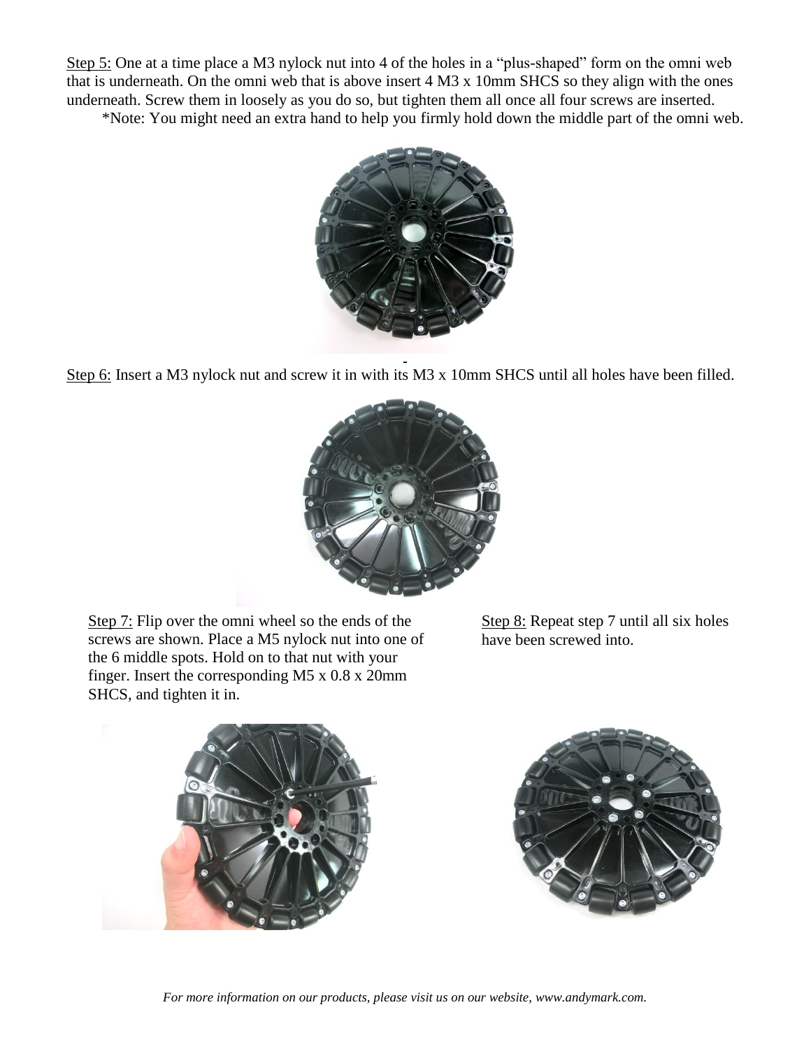Step 5: One at a time place a M3 nylock nut into 4 of the holes in a "plus-shaped" form on the omni web that is underneath. On the omni web that is above insert 4 M3 x 10mm SHCS so they align with the ones underneath. Screw them in loosely as you do so, but tighten them all once all four screws are inserted.

*Note: You might need an extra hand to help you firmly hold down the middle part of the omni web.

Step 6: Insert a M3 nylock nut and screw it in with its M3 x 10mm SHCS until all holes have been filled.

Step 7: Flip over the omni wheel so the ends of the screws are shown. Place a M5 nylock nut into one of the 6 middle spots. Hold on to that nut with your finger. Insert the corresponding M5 x 0.8 x 20mm SHCS, and tighten it in.

Step 8: Repeat step 7 until all six holes have been screwed into.